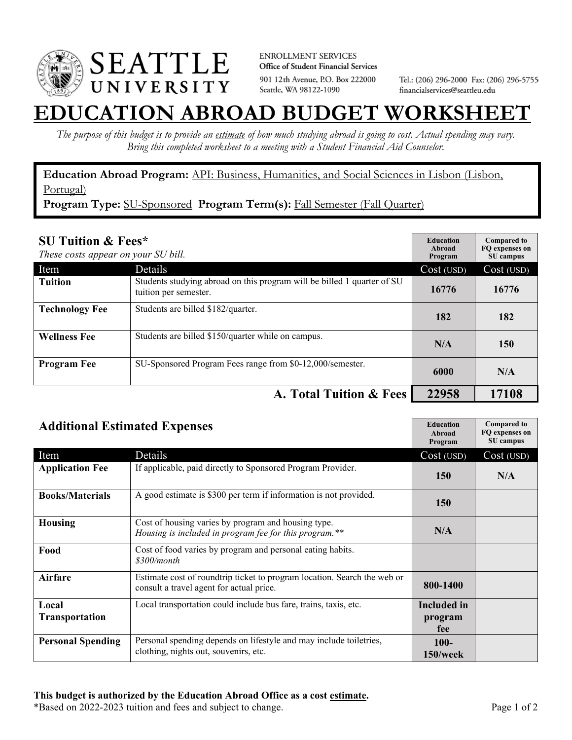SEATTLE UNIVERSITY

ENROLLMENT SERVICES
**Office of Student Financial Services**
901 12th Avenue, P.O. Box 222000
Seattle, WA 98122-1090

Tel.: (206) 296-2000 Fax: (206) 296-5755
financialservices@seattleu.edu

# EDUCATION ABROAD BUDGET WORKSHEET

*The purpose of this budget is to provide an estimate of how much studying abroad is going to cost. Actual spending may vary. Bring this completed worksheet to a meeting with a Student Financial Aid Counselor.*

**Education Abroad Program:** API: Business, Humanities, and Social Sciences in Lisbon (Lisbon, Portugal)
**Program Type:** SU-Sponsored **Program Term(s):** Fall Semester (Fall Quarter)

## SU Tuition & Fees*

*These costs appear on your SU bill.*

| Item | Details | Education Abroad Program Cost (USD) | Compared to FQ expenses on SU campus Cost (USD) |
|---|---|---|---|
| **Tuition** | Students studying abroad on this program will be billed 1 quarter of SU tuition per semester. | **16776** | **16776** |
| **Technology Fee** | Students are billed $182/quarter. | **182** | **182** |
| **Wellness Fee** | Students are billed $150/quarter while on campus. | **N/A** | **150** |
| **Program Fee** | SU-Sponsored Program Fees range from $0-12,000/semester. | **6000** | **N/A** |
| | **A. Total Tuition & Fees** | **22958** | **17108** |

## Additional Estimated Expenses

| Item | Details | Education Abroad Program Cost (USD) | Compared to FQ expenses on SU campus Cost (USD) |
|---|---|---|---|
| **Application Fee** | If applicable, paid directly to Sponsored Program Provider. | **150** | **N/A** |
| **Books/Materials** | A good estimate is $300 per term if information is not provided. | **150** | |
| **Housing** | Cost of housing varies by program and housing type. *Housing is included in program fee for this program.*** | **N/A** | |
| **Food** | Cost of food varies by program and personal eating habits. *$300/month* | | |
| **Airfare** | Estimate cost of roundtrip ticket to program location. Search the web or consult a travel agent for actual price. | **800-1400** | |
| **Local Transportation** | Local transportation could include bus fare, trains, taxis, etc. | **Included in program fee** | |
| **Personal Spending** | Personal spending depends on lifestyle and may include toiletries, clothing, nights out, souvenirs, etc. | **100-150/week** | |

**This budget is authorized by the Education Abroad Office as a cost estimate.**
*Based on 2022-2023 tuition and fees and subject to change.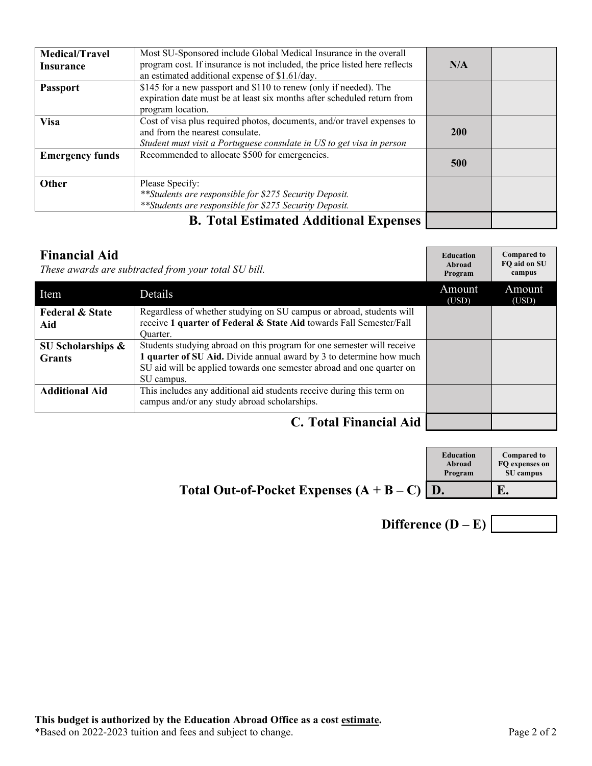| | | | |
|---|---|---|---|
| **Medical/Travel Insurance** | Most SU-Sponsored include Global Medical Insurance in the overall program cost. If insurance is not included, the price listed here reflects an estimated additional expense of $1.61/day. | **N/A** | |
| **Passport** | $145 for a new passport and $110 to renew (only if needed). The expiration date must be at least six months after scheduled return from program location. | | |
| **Visa** | Cost of visa plus required photos, documents, and/or travel expenses to and from the nearest consulate. *Student must visit a Portuguese consulate in US to get visa in person* | **200** | |
| **Emergency funds** | Recommended to allocate $500 for emergencies. | **500** | |
| **Other** | Please Specify: *\*\*Students are responsible for $275 Security Deposit.* *\*\*Students are responsible for $275 Security Deposit.* | | |
| | **B. Total Estimated Additional Expenses** | | |

## Financial Aid

*These awards are subtracted from your total SU bill.*

| Item | Details | Education Abroad Program Amount (USD) | Compared to FQ aid on SU campus Amount (USD) |
|---|---|---|---|
| **Federal & State Aid** | Regardless of whether studying on SU campus or abroad, students will receive **1 quarter of Federal & State Aid** towards Fall Semester/Fall Quarter. | | |
| **SU Scholarships & Grants** | Students studying abroad on this program for one semester will receive **1 quarter of SU Aid.** Divide annual award by 3 to determine how much SU aid will be applied towards one semester abroad and one quarter on SU campus. | | |
| **Additional Aid** | This includes any additional aid students receive during this term on campus and/or any study abroad scholarships. | | |
| | **C. Total Financial Aid** | | |

| | Education Abroad Program | Compared to FQ expenses on SU campus |
|---|---|---|
| **Total Out-of-Pocket Expenses (A + B – C)** | **D.** | **E.** |

**Difference (D – E)**

**This budget is authorized by the Education Abroad Office as a cost estimate.**

\*Based on 2022-2023 tuition and fees and subject to change.